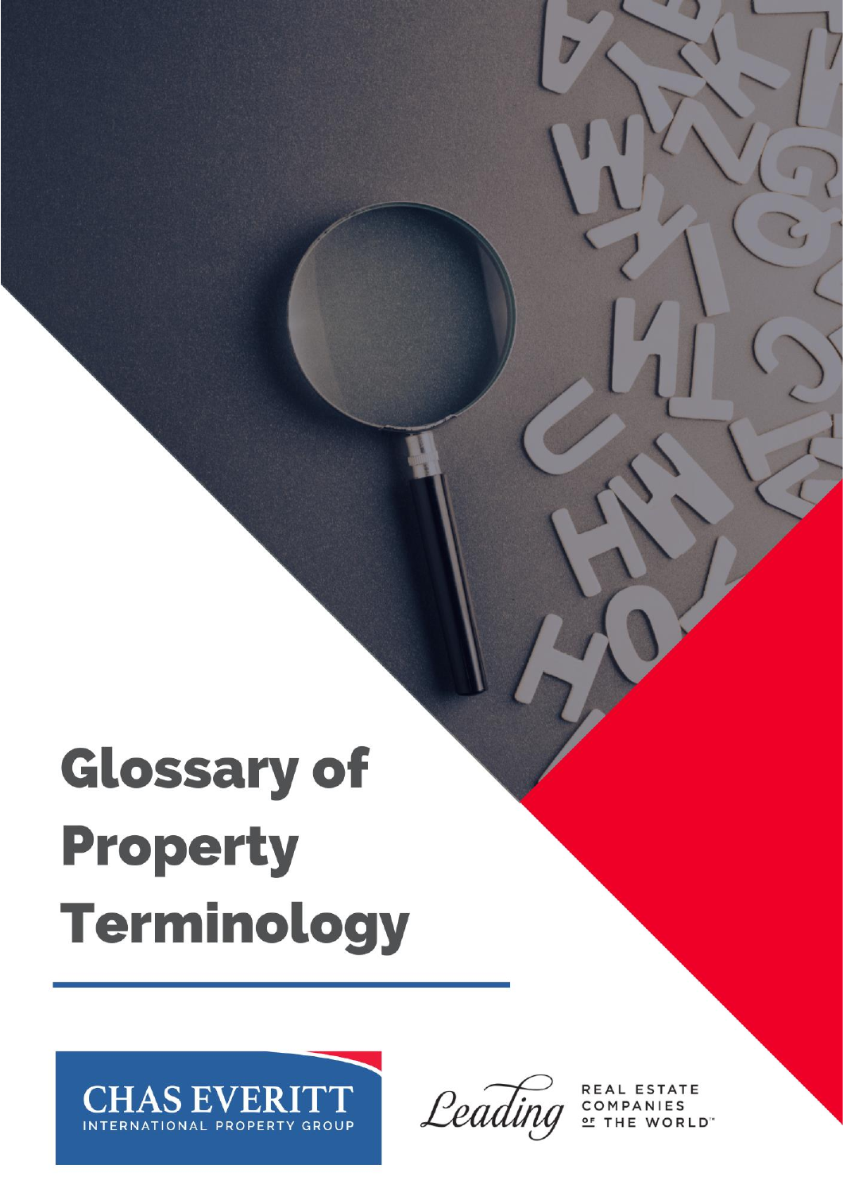# Glossary of Property Terminology

CHAS EVERITT
INTERNATIONAL PROPERTY GROUP

Leading REAL ESTATE COMPANIES OF THE WORLD™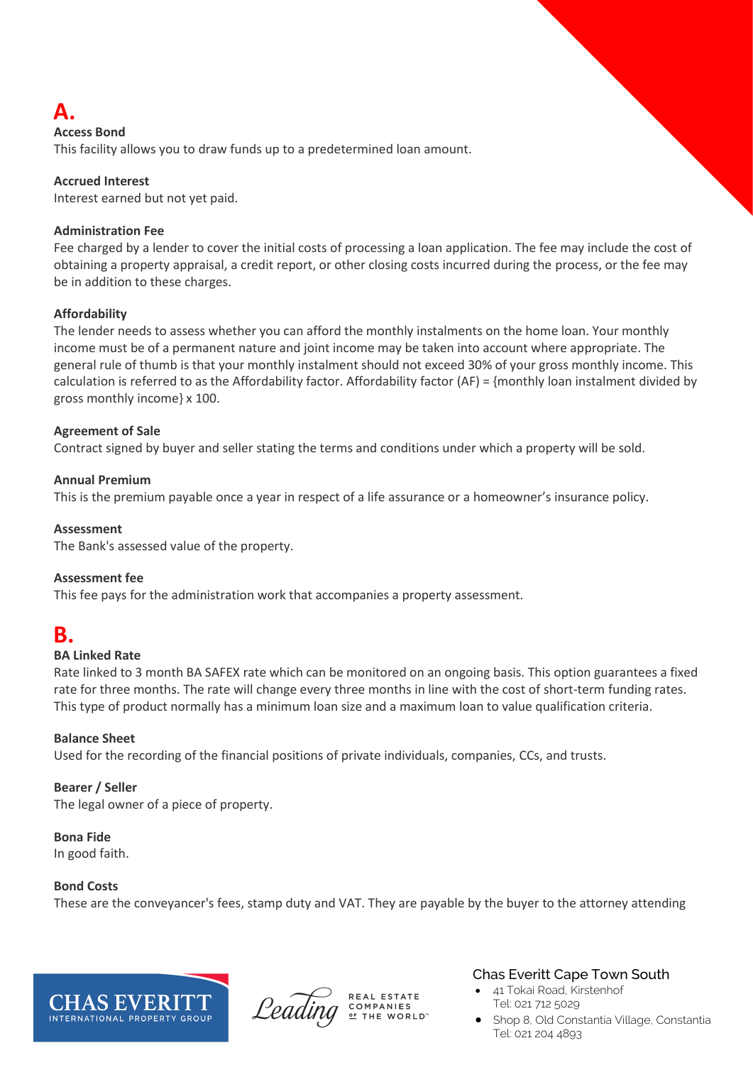# A.

### Access Bond

This facility allows you to draw funds up to a predetermined loan amount.

### Accrued Interest

Interest earned but not yet paid.

### Administration Fee

Fee charged by a lender to cover the initial costs of processing a loan application. The fee may include the cost of obtaining a property appraisal, a credit report, or other closing costs incurred during the process, or the fee may be in addition to these charges.

### Affordability

The lender needs to assess whether you can afford the monthly instalments on the home loan. Your monthly income must be of a permanent nature and joint income may be taken into account where appropriate. The general rule of thumb is that your monthly instalment should not exceed 30% of your gross monthly income. This calculation is referred to as the Affordability factor. Affordability factor (AF) = {monthly loan instalment divided by gross monthly income} x 100.

### Agreement of Sale

Contract signed by buyer and seller stating the terms and conditions under which a property will be sold.

### Annual Premium

This is the premium payable once a year in respect of a life assurance or a homeowner's insurance policy.

### Assessment

The Bank's assessed value of the property.

### Assessment fee

This fee pays for the administration work that accompanies a property assessment.

# B.

### BA Linked Rate

Rate linked to 3 month BA SAFEX rate which can be monitored on an ongoing basis. This option guarantees a fixed rate for three months. The rate will change every three months in line with the cost of short-term funding rates. This type of product normally has a minimum loan size and a maximum loan to value qualification criteria.

### Balance Sheet

Used for the recording of the financial positions of private individuals, companies, CCs, and trusts.

### Bearer / Seller

The legal owner of a piece of property.

### Bona Fide

In good faith.

### Bond Costs

These are the conveyancer's fees, stamp duty and VAT. They are payable by the buyer to the attorney attending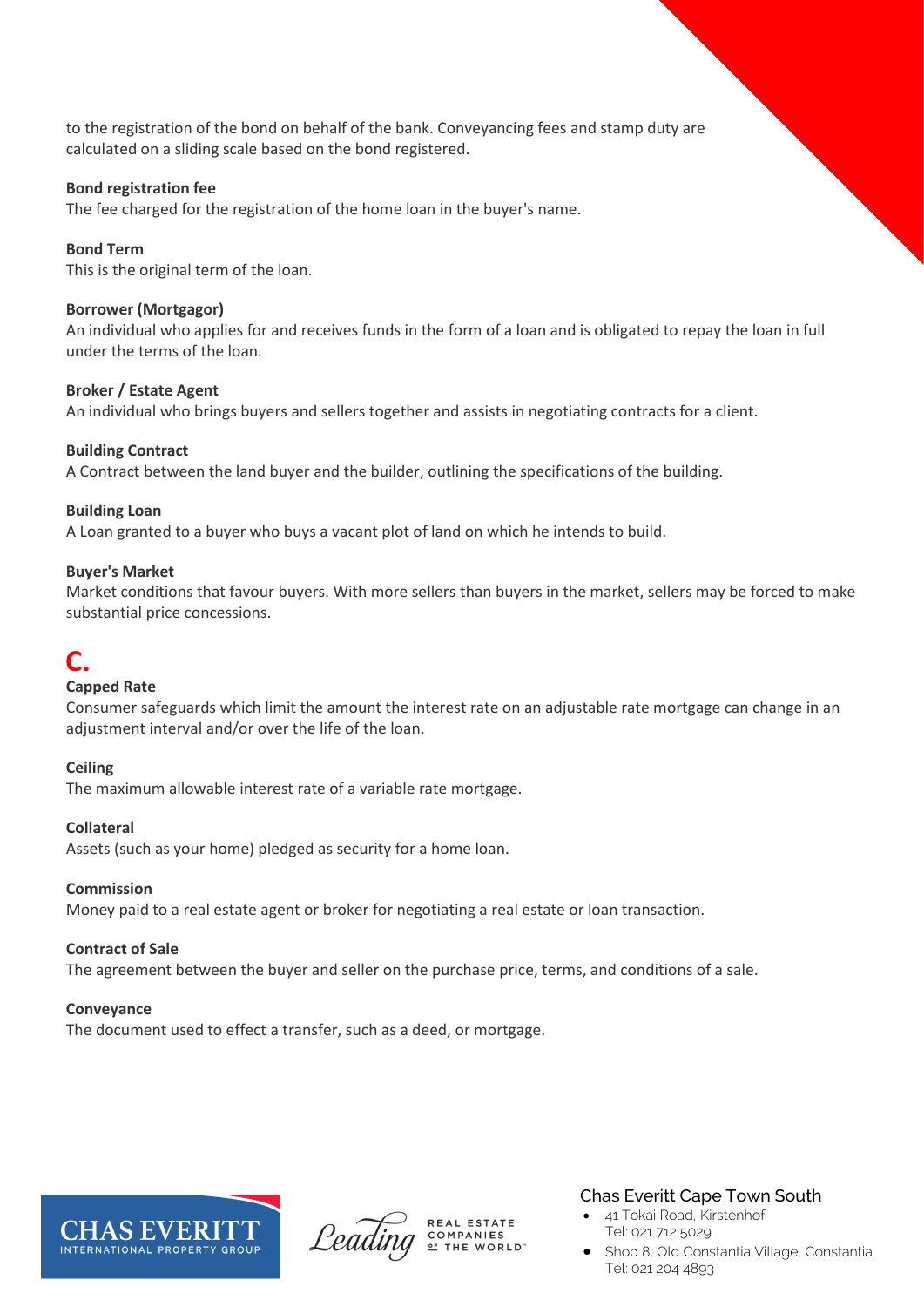to the registration of the bond on behalf of the bank. Conveyancing fees and stamp duty are calculated on a sliding scale based on the bond registered.

**Bond registration fee**
The fee charged for the registration of the home loan in the buyer's name.

**Bond Term**
This is the original term of the loan.

**Borrower (Mortgagor)**
An individual who applies for and receives funds in the form of a loan and is obligated to repay the loan in full under the terms of the loan.

**Broker / Estate Agent**
An individual who brings buyers and sellers together and assists in negotiating contracts for a client.

**Building Contract**
A Contract between the land buyer and the builder, outlining the specifications of the building.

**Building Loan**
A Loan granted to a buyer who buys a vacant plot of land on which he intends to build.

**Buyer's Market**
Market conditions that favour buyers. With more sellers than buyers in the market, sellers may be forced to make substantial price concessions.

# C.

**Capped Rate**
Consumer safeguards which limit the amount the interest rate on an adjustable rate mortgage can change in an adjustment interval and/or over the life of the loan.

**Ceiling**
The maximum allowable interest rate of a variable rate mortgage.

**Collateral**
Assets (such as your home) pledged as security for a home loan.

**Commission**
Money paid to a real estate agent or broker for negotiating a real estate or loan transaction.

**Contract of Sale**
The agreement between the buyer and seller on the purchase price, terms, and conditions of a sale.

**Conveyance**
The document used to effect a transfer, such as a deed, or mortgage.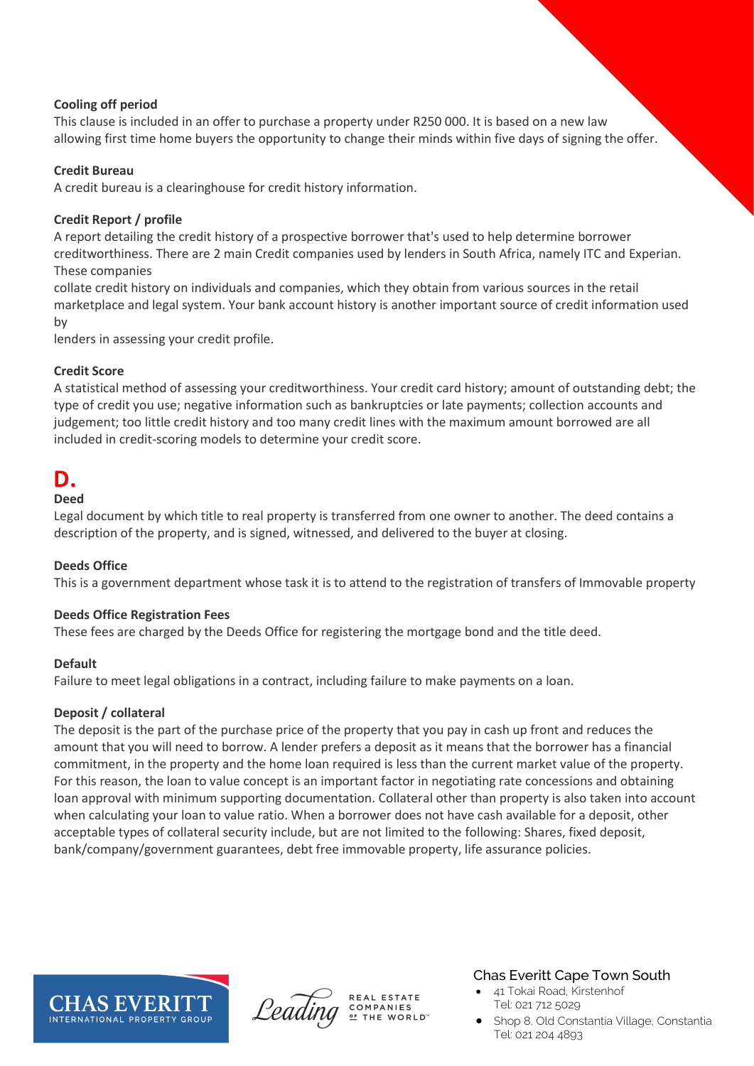**Cooling off period**
This clause is included in an offer to purchase a property under R250 000. It is based on a new law allowing first time home buyers the opportunity to change their minds within five days of signing the offer.

**Credit Bureau**
A credit bureau is a clearinghouse for credit history information.

**Credit Report / profile**
A report detailing the credit history of a prospective borrower that's used to help determine borrower creditworthiness. There are 2 main Credit companies used by lenders in South Africa, namely ITC and Experian. These companies collate credit history on individuals and companies, which they obtain from various sources in the retail marketplace and legal system. Your bank account history is another important source of credit information used by lenders in assessing your credit profile.

**Credit Score**
A statistical method of assessing your creditworthiness. Your credit card history; amount of outstanding debt; the type of credit you use; negative information such as bankruptcies or late payments; collection accounts and judgement; too little credit history and too many credit lines with the maximum amount borrowed are all included in credit-scoring models to determine your credit score.

# D.

**Deed**
Legal document by which title to real property is transferred from one owner to another. The deed contains a description of the property, and is signed, witnessed, and delivered to the buyer at closing.

**Deeds Office**
This is a government department whose task it is to attend to the registration of transfers of Immovable property

**Deeds Office Registration Fees**
These fees are charged by the Deeds Office for registering the mortgage bond and the title deed.

**Default**
Failure to meet legal obligations in a contract, including failure to make payments on a loan.

**Deposit / collateral**
The deposit is the part of the purchase price of the property that you pay in cash up front and reduces the amount that you will need to borrow. A lender prefers a deposit as it means that the borrower has a financial commitment, in the property and the home loan required is less than the current market value of the property. For this reason, the loan to value concept is an important factor in negotiating rate concessions and obtaining loan approval with minimum supporting documentation. Collateral other than property is also taken into account when calculating your loan to value ratio. When a borrower does not have cash available for a deposit, other acceptable types of collateral security include, but are not limited to the following: Shares, fixed deposit, bank/company/government guarantees, debt free immovable property, life assurance policies.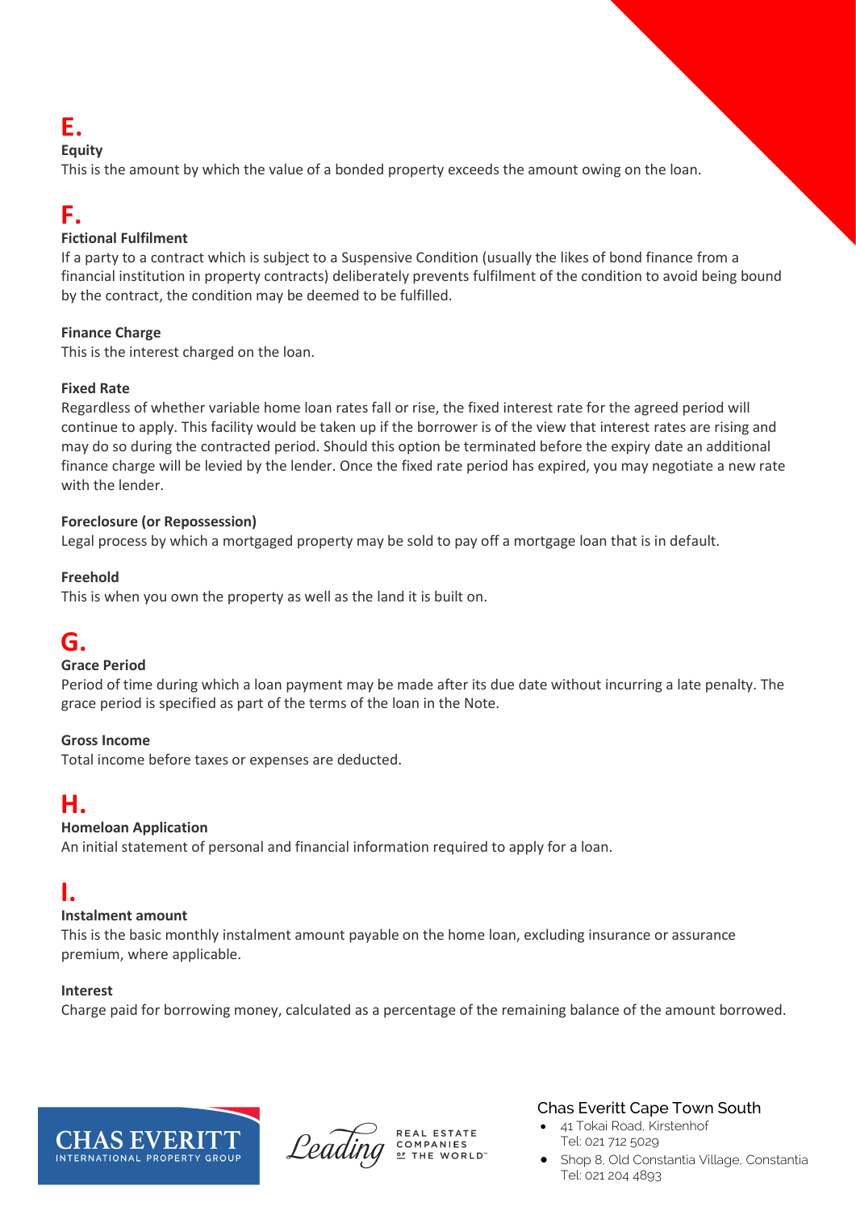# E.

**Equity**
This is the amount by which the value of a bonded property exceeds the amount owing on the loan.

# F.

**Fictional Fulfilment**
If a party to a contract which is subject to a Suspensive Condition (usually the likes of bond finance from a financial institution in property contracts) deliberately prevents fulfilment of the condition to avoid being bound by the contract, the condition may be deemed to be fulfilled.

**Finance Charge**
This is the interest charged on the loan.

**Fixed Rate**
Regardless of whether variable home loan rates fall or rise, the fixed interest rate for the agreed period will continue to apply. This facility would be taken up if the borrower is of the view that interest rates are rising and may do so during the contracted period. Should this option be terminated before the expiry date an additional finance charge will be levied by the lender. Once the fixed rate period has expired, you may negotiate a new rate with the lender.

**Foreclosure (or Repossession)**
Legal process by which a mortgaged property may be sold to pay off a mortgage loan that is in default.

**Freehold**
This is when you own the property as well as the land it is built on.

# G.

**Grace Period**
Period of time during which a loan payment may be made after its due date without incurring a late penalty. The grace period is specified as part of the terms of the loan in the Note.

**Gross Income**
Total income before taxes or expenses are deducted.

# H.

**Homeloan Application**
An initial statement of personal and financial information required to apply for a loan.

# I.

**Instalment amount**
This is the basic monthly instalment amount payable on the home loan, excluding insurance or assurance premium, where applicable.

**Interest**
Charge paid for borrowing money, calculated as a percentage of the remaining balance of the amount borrowed.

CHAS EVERITT INTERNATIONAL PROPERTY GROUP

Leading REAL ESTATE COMPANIES OF THE WORLD™

Chas Everitt Cape Town South

- 41 Tokai Road, Kirstenhof
  Tel: 021 712 5029
- Shop 8, Old Constantia Village, Constantia
  Tel: 021 204 4893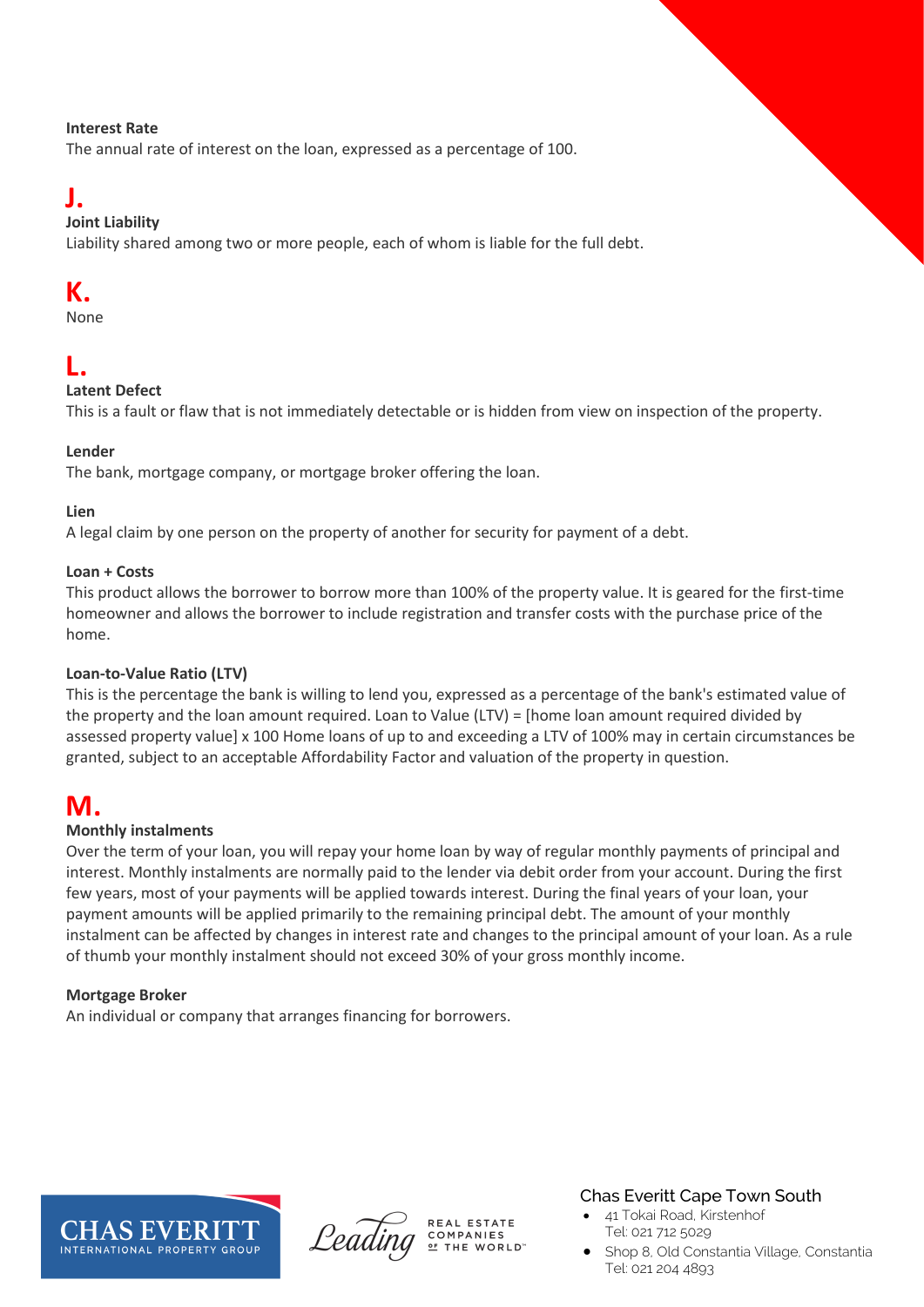**Interest Rate**
The annual rate of interest on the loan, expressed as a percentage of 100.

# J.

**Joint Liability**
Liability shared among two or more people, each of whom is liable for the full debt.

# K.

None

# L.

**Latent Defect**
This is a fault or flaw that is not immediately detectable or is hidden from view on inspection of the property.

**Lender**
The bank, mortgage company, or mortgage broker offering the loan.

**Lien**
A legal claim by one person on the property of another for security for payment of a debt.

**Loan + Costs**
This product allows the borrower to borrow more than 100% of the property value. It is geared for the first-time homeowner and allows the borrower to include registration and transfer costs with the purchase price of the home.

**Loan-to-Value Ratio (LTV)**
This is the percentage the bank is willing to lend you, expressed as a percentage of the bank's estimated value of the property and the loan amount required. Loan to Value (LTV) = [home loan amount required divided by assessed property value] x 100 Home loans of up to and exceeding a LTV of 100% may in certain circumstances be granted, subject to an acceptable Affordability Factor and valuation of the property in question.

# M.

**Monthly instalments**
Over the term of your loan, you will repay your home loan by way of regular monthly payments of principal and interest. Monthly instalments are normally paid to the lender via debit order from your account. During the first few years, most of your payments will be applied towards interest. During the final years of your loan, your payment amounts will be applied primarily to the remaining principal debt. The amount of your monthly instalment can be affected by changes in interest rate and changes to the principal amount of your loan. As a rule of thumb your monthly instalment should not exceed 30% of your gross monthly income.

**Mortgage Broker**
An individual or company that arranges financing for borrowers.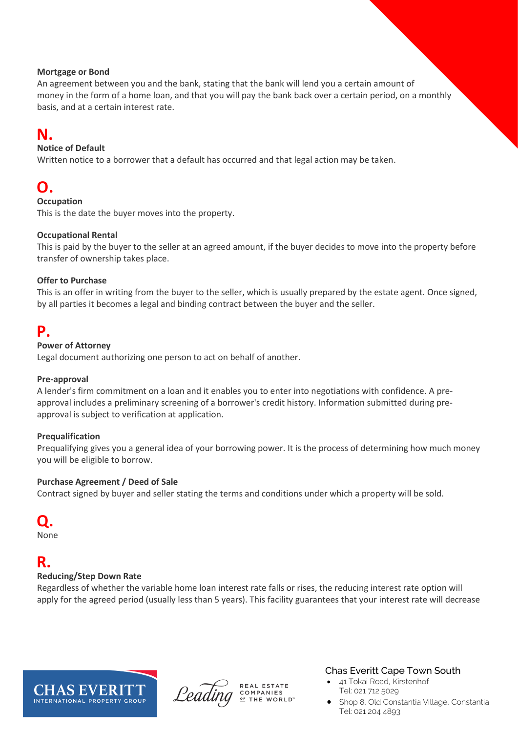**Mortgage or Bond**
An agreement between you and the bank, stating that the bank will lend you a certain amount of money in the form of a home loan, and that you will pay the bank back over a certain period, on a monthly basis, and at a certain interest rate.

# N.

**Notice of Default**
Written notice to a borrower that a default has occurred and that legal action may be taken.

# O.

**Occupation**
This is the date the buyer moves into the property.

**Occupational Rental**
This is paid by the buyer to the seller at an agreed amount, if the buyer decides to move into the property before transfer of ownership takes place.

**Offer to Purchase**
This is an offer in writing from the buyer to the seller, which is usually prepared by the estate agent. Once signed, by all parties it becomes a legal and binding contract between the buyer and the seller.

# P.

**Power of Attorney**
Legal document authorizing one person to act on behalf of another.

**Pre-approval**
A lender's firm commitment on a loan and it enables you to enter into negotiations with confidence. A pre-approval includes a preliminary screening of a borrower's credit history. Information submitted during pre-approval is subject to verification at application.

**Prequalification**
Prequalifying gives you a general idea of your borrowing power. It is the process of determining how much money you will be eligible to borrow.

**Purchase Agreement / Deed of Sale**
Contract signed by buyer and seller stating the terms and conditions under which a property will be sold.

# Q.

None

# R.

**Reducing/Step Down Rate**
Regardless of whether the variable home loan interest rate falls or rises, the reducing interest rate option will apply for the agreed period (usually less than 5 years). This facility guarantees that your interest rate will decrease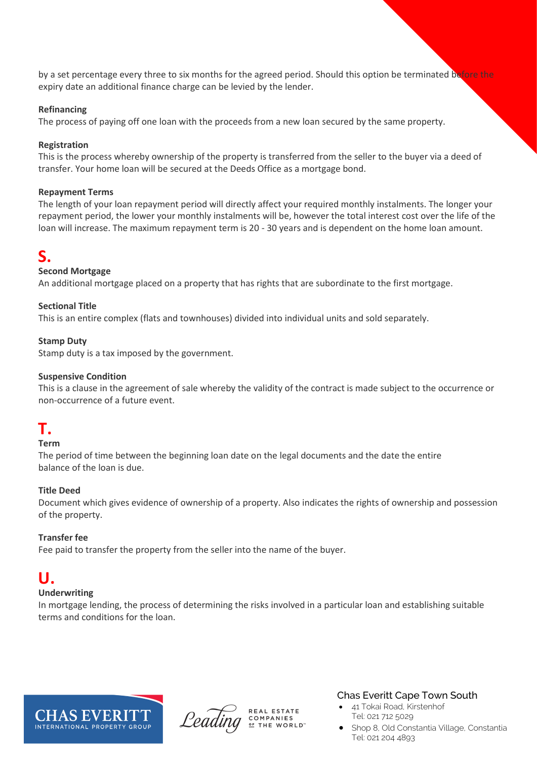by a set percentage every three to six months for the agreed period. Should this option be terminated before the expiry date an additional finance charge can be levied by the lender.

**Refinancing**
The process of paying off one loan with the proceeds from a new loan secured by the same property.

**Registration**
This is the process whereby ownership of the property is transferred from the seller to the buyer via a deed of transfer. Your home loan will be secured at the Deeds Office as a mortgage bond.

**Repayment Terms**
The length of your loan repayment period will directly affect your required monthly instalments. The longer your repayment period, the lower your monthly instalments will be, however the total interest cost over the life of the loan will increase. The maximum repayment term is 20 - 30 years and is dependent on the home loan amount.

## S.

**Second Mortgage**
An additional mortgage placed on a property that has rights that are subordinate to the first mortgage.

**Sectional Title**
This is an entire complex (flats and townhouses) divided into individual units and sold separately.

**Stamp Duty**
Stamp duty is a tax imposed by the government.

**Suspensive Condition**
This is a clause in the agreement of sale whereby the validity of the contract is made subject to the occurrence or non-occurrence of a future event.

## T.

**Term**
The period of time between the beginning loan date on the legal documents and the date the entire balance of the loan is due.

**Title Deed**
Document which gives evidence of ownership of a property. Also indicates the rights of ownership and possession of the property.

**Transfer fee**
Fee paid to transfer the property from the seller into the name of the buyer.

## U.

**Underwriting**
In mortgage lending, the process of determining the risks involved in a particular loan and establishing suitable terms and conditions for the loan.

CHAS EVERITT INTERNATIONAL PROPERTY GROUP

Leading REAL ESTATE COMPANIES OF THE WORLD

Chas Everitt Cape Town South

- 41 Tokai Road, Kirstenhof
  Tel: 021 712 5029
- Shop 8, Old Constantia Village, Constantia
  Tel: 021 204 4893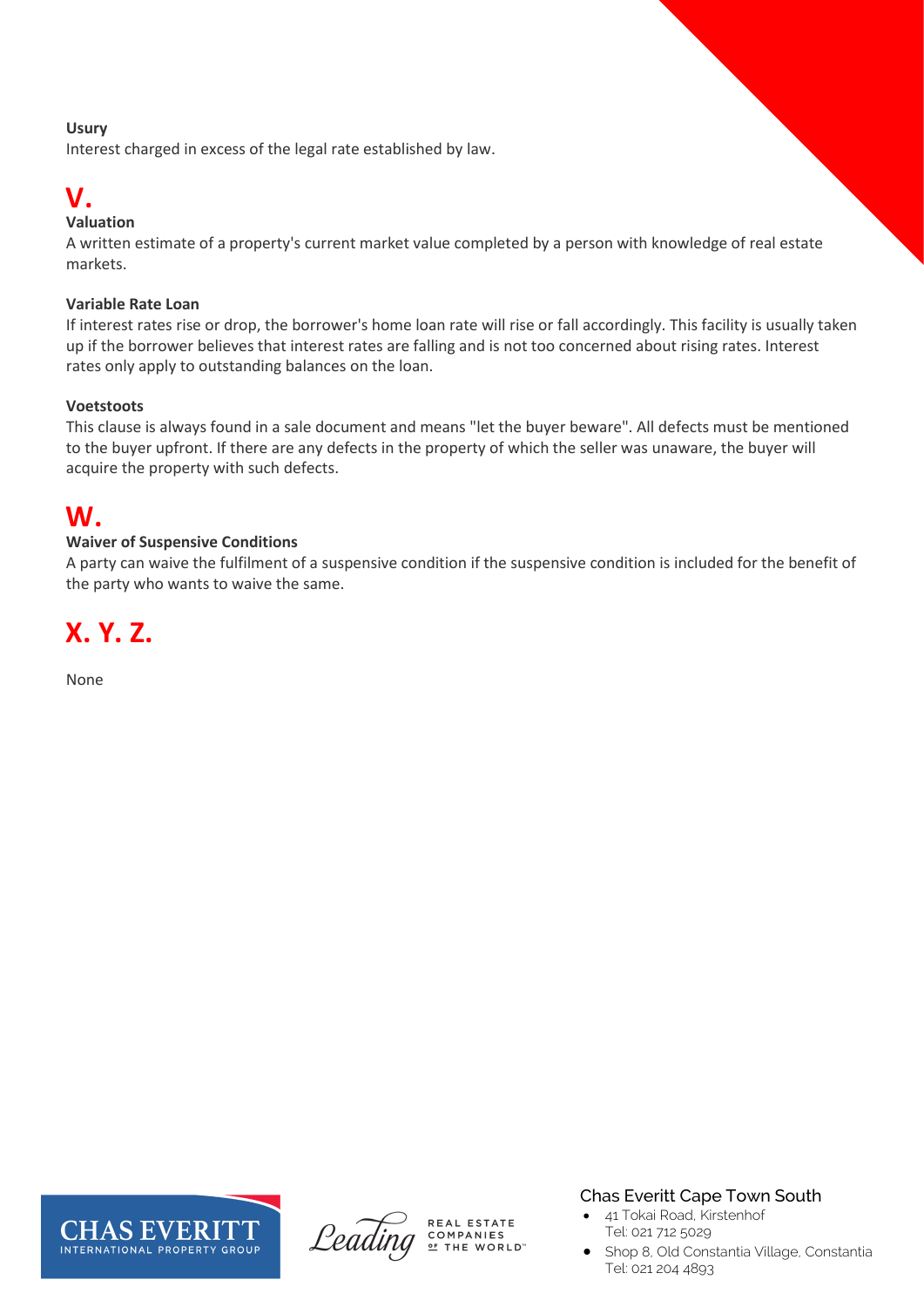**Usury**
Interest charged in excess of the legal rate established by law.

## V.

**Valuation**
A written estimate of a property's current market value completed by a person with knowledge of real estate markets.

**Variable Rate Loan**
If interest rates rise or drop, the borrower's home loan rate will rise or fall accordingly. This facility is usually taken up if the borrower believes that interest rates are falling and is not too concerned about rising rates. Interest rates only apply to outstanding balances on the loan.

**Voetstoots**
This clause is always found in a sale document and means "let the buyer beware". All defects must be mentioned to the buyer upfront. If there are any defects in the property of which the seller was unaware, the buyer will acquire the property with such defects.

## W.

**Waiver of Suspensive Conditions**
A party can waive the fulfilment of a suspensive condition if the suspensive condition is included for the benefit of the party who wants to waive the same.

## X. Y. Z.

None